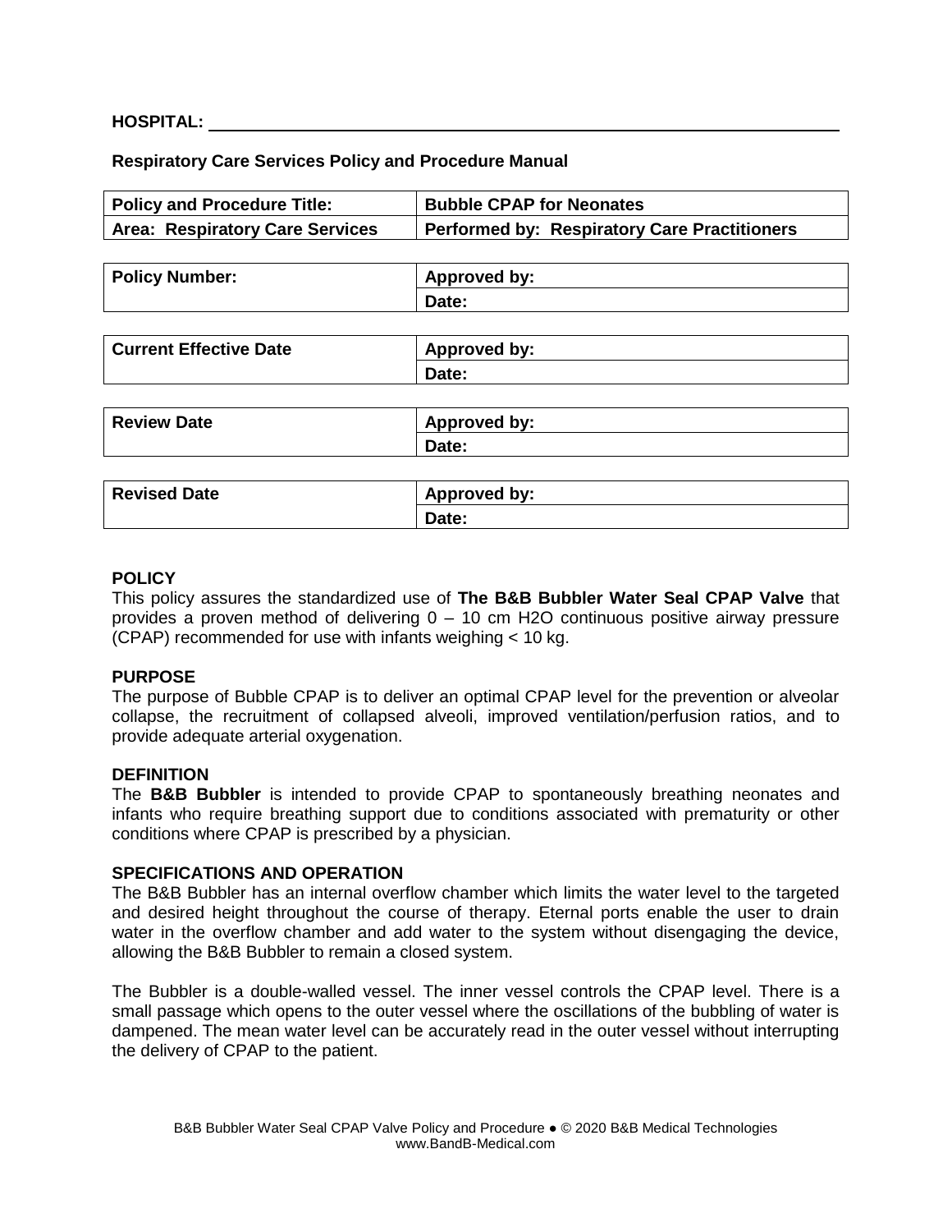**HOSPITAL:** ______________________________________________

**Respiratory Care Services Policy and Procedure Manual**

| Policy and Procedure Title: | Bubble CPAP for Neonates |
|---|---|
| Area: Respiratory Care Services | Performed by: Respiratory Care Practitioners |

| Policy Number: | Approved by: |
|---|---|
| | Date: |

| Current Effective Date | Approved by: |
|---|---|
| | Date: |

| Review Date | Approved by: |
|---|---|
| | Date: |

| Revised Date | Approved by: |
|---|---|
| | Date: |

**POLICY**

This policy assures the standardized use of **The B&B Bubbler Water Seal CPAP Valve** that provides a proven method of delivering 0 – 10 cm H2O continuous positive airway pressure (CPAP) recommended for use with infants weighing < 10 kg.

**PURPOSE**

The purpose of Bubble CPAP is to deliver an optimal CPAP level for the prevention or alveolar collapse, the recruitment of collapsed alveoli, improved ventilation/perfusion ratios, and to provide adequate arterial oxygenation.

**DEFINITION**

The **B&B Bubbler** is intended to provide CPAP to spontaneously breathing neonates and infants who require breathing support due to conditions associated with prematurity or other conditions where CPAP is prescribed by a physician.

**SPECIFICATIONS AND OPERATION**

The B&B Bubbler has an internal overflow chamber which limits the water level to the targeted and desired height throughout the course of therapy. Eternal ports enable the user to drain water in the overflow chamber and add water to the system without disengaging the device, allowing the B&B Bubbler to remain a closed system.

The Bubbler is a double-walled vessel. The inner vessel controls the CPAP level. There is a small passage which opens to the outer vessel where the oscillations of the bubbling of water is dampened. The mean water level can be accurately read in the outer vessel without interrupting the delivery of CPAP to the patient.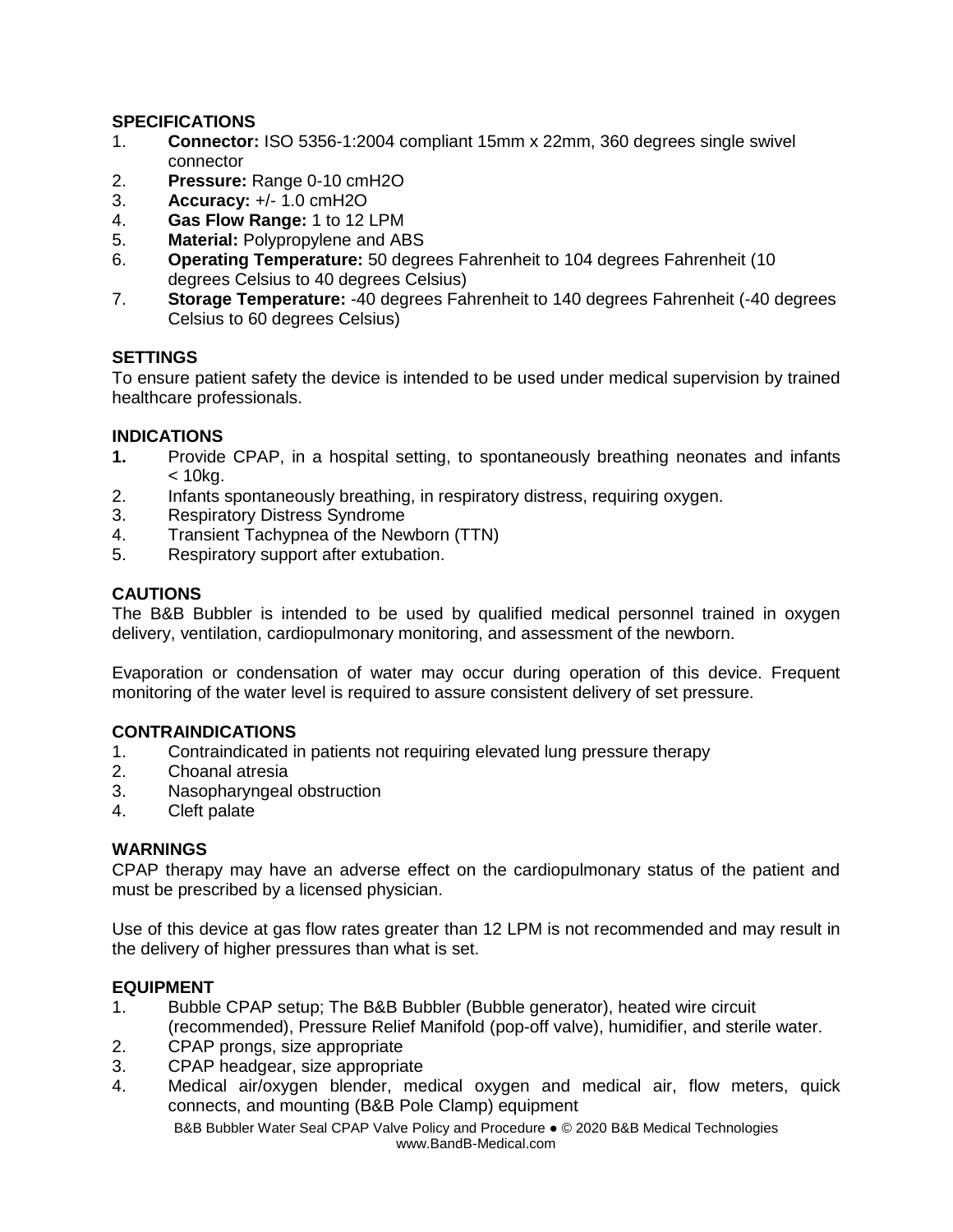## SPECIFICATIONS

1. **Connector:** ISO 5356-1:2004 compliant 15mm x 22mm, 360 degrees single swivel connector
2. **Pressure:** Range 0-10 cmH2O
3. **Accuracy:** +/- 1.0 cmH2O
4. **Gas Flow Range:** 1 to 12 LPM
5. **Material:** Polypropylene and ABS
6. **Operating Temperature:** 50 degrees Fahrenheit to 104 degrees Fahrenheit (10 degrees Celsius to 40 degrees Celsius)
7. **Storage Temperature:** -40 degrees Fahrenheit to 140 degrees Fahrenheit (-40 degrees Celsius to 60 degrees Celsius)

## SETTINGS

To ensure patient safety the device is intended to be used under medical supervision by trained healthcare professionals.

## INDICATIONS

1. Provide CPAP, in a hospital setting, to spontaneously breathing neonates and infants < 10kg.
2. Infants spontaneously breathing, in respiratory distress, requiring oxygen.
3. Respiratory Distress Syndrome
4. Transient Tachypnea of the Newborn (TTN)
5. Respiratory support after extubation.

## CAUTIONS

The B&B Bubbler is intended to be used by qualified medical personnel trained in oxygen delivery, ventilation, cardiopulmonary monitoring, and assessment of the newborn.

Evaporation or condensation of water may occur during operation of this device. Frequent monitoring of the water level is required to assure consistent delivery of set pressure.

## CONTRAINDICATIONS

1. Contraindicated in patients not requiring elevated lung pressure therapy
2. Choanal atresia
3. Nasopharyngeal obstruction
4. Cleft palate

## WARNINGS

CPAP therapy may have an adverse effect on the cardiopulmonary status of the patient and must be prescribed by a licensed physician.

Use of this device at gas flow rates greater than 12 LPM is not recommended and may result in the delivery of higher pressures than what is set.

## EQUIPMENT

1. Bubble CPAP setup; The B&B Bubbler (Bubble generator), heated wire circuit (recommended), Pressure Relief Manifold (pop-off valve), humidifier, and sterile water.
2. CPAP prongs, size appropriate
3. CPAP headgear, size appropriate
4. Medical air/oxygen blender, medical oxygen and medical air, flow meters, quick connects, and mounting (B&B Pole Clamp) equipment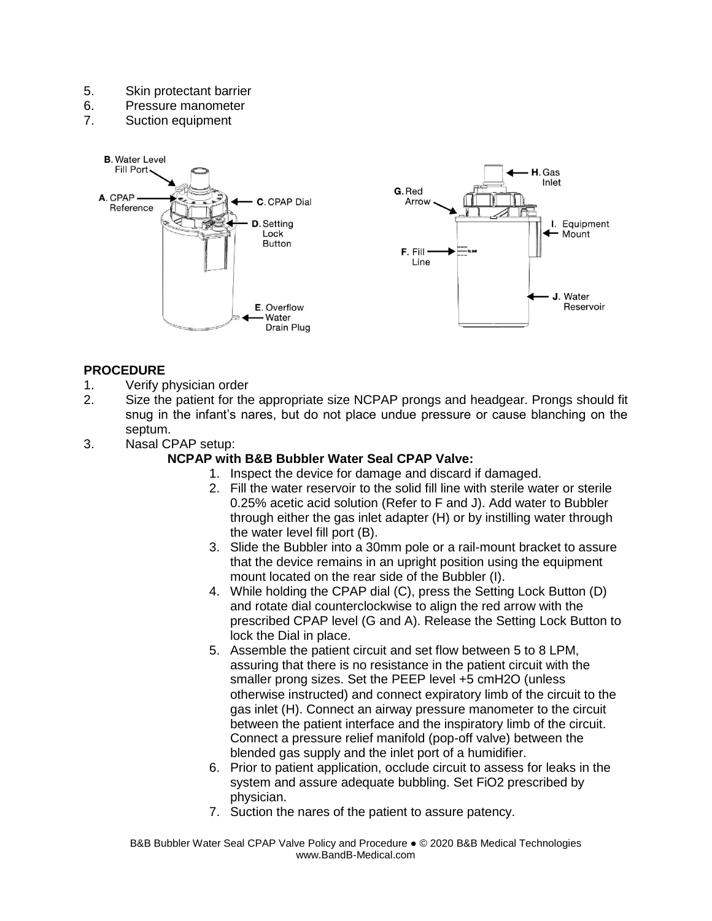5. Skin protectant barrier
6. Pressure manometer
7. Suction equipment

**PROCEDURE**

1. Verify physician order
2. Size the patient for the appropriate size NCPAP prongs and headgear. Prongs should fit snug in the infant's nares, but do not place undue pressure or cause blanching on the septum.
3. Nasal CPAP setup:

   **NCPAP with B&B Bubbler Water Seal CPAP Valve:**

   1. Inspect the device for damage and discard if damaged.
   2. Fill the water reservoir to the solid fill line with sterile water or sterile 0.25% acetic acid solution (Refer to F and J). Add water to Bubbler through either the gas inlet adapter (H) or by instilling water through the water level fill port (B).
   3. Slide the Bubbler into a 30mm pole or a rail-mount bracket to assure that the device remains in an upright position using the equipment mount located on the rear side of the Bubbler (I).
   4. While holding the CPAP dial (C), press the Setting Lock Button (D) and rotate dial counterclockwise to align the red arrow with the prescribed CPAP level (G and A). Release the Setting Lock Button to lock the Dial in place.
   5. Assemble the patient circuit and set flow between 5 to 8 LPM, assuring that there is no resistance in the patient circuit with the smaller prong sizes. Set the PEEP level +5 cmH2O (unless otherwise instructed) and connect expiratory limb of the circuit to the gas inlet (H). Connect an airway pressure manometer to the circuit between the patient interface and the inspiratory limb of the circuit. Connect a pressure relief manifold (pop-off valve) between the blended gas supply and the inlet port of a humidifier.
   6. Prior to patient application, occlude circuit to assess for leaks in the system and assure adequate bubbling. Set FiO2 prescribed by physician.
   7. Suction the nares of the patient to assure patency.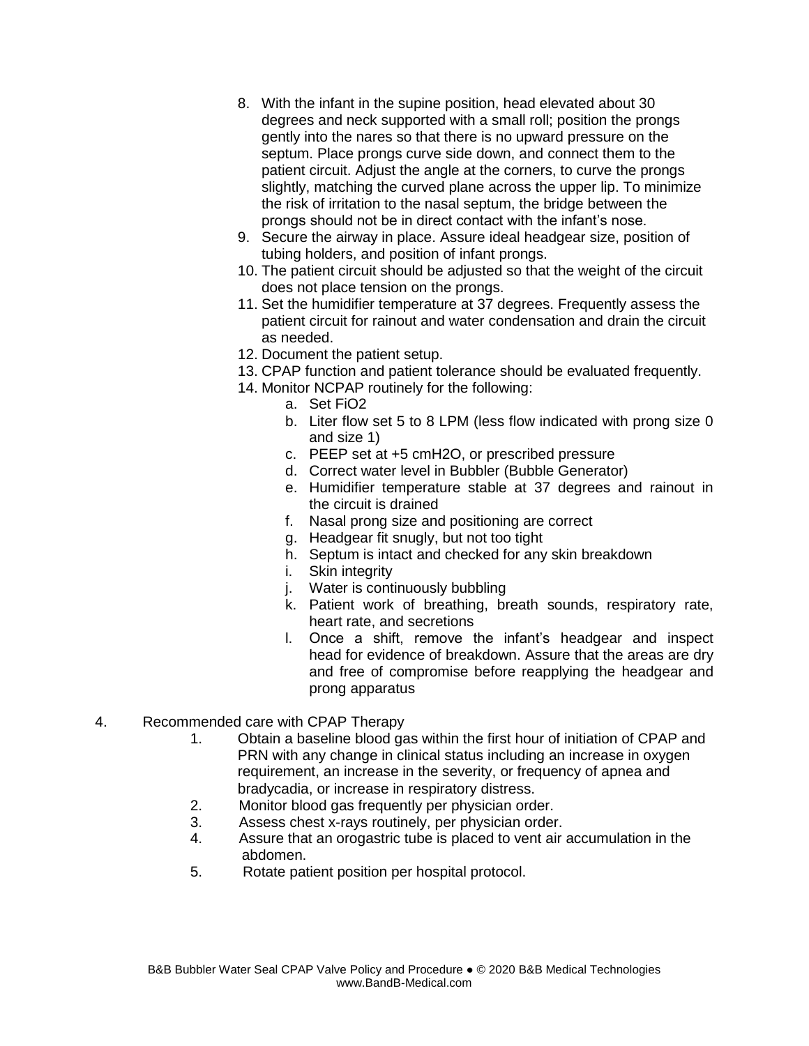8. With the infant in the supine position, head elevated about 30 degrees and neck supported with a small roll; position the prongs gently into the nares so that there is no upward pressure on the septum. Place prongs curve side down, and connect them to the patient circuit. Adjust the angle at the corners, to curve the prongs slightly, matching the curved plane across the upper lip. To minimize the risk of irritation to the nasal septum, the bridge between the prongs should not be in direct contact with the infant's nose.
9. Secure the airway in place. Assure ideal headgear size, position of tubing holders, and position of infant prongs.
10. The patient circuit should be adjusted so that the weight of the circuit does not place tension on the prongs.
11. Set the humidifier temperature at 37 degrees. Frequently assess the patient circuit for rainout and water condensation and drain the circuit as needed.
12. Document the patient setup.
13. CPAP function and patient tolerance should be evaluated frequently.
14. Monitor NCPAP routinely for the following:
    a. Set $FiO_2$
    b. Liter flow set 5 to 8 LPM (less flow indicated with prong size 0 and size 1)
    c. PEEP set at +5 $cmH_2O$, or prescribed pressure
    d. Correct water level in Bubbler (Bubble Generator)
    e. Humidifier temperature stable at 37 degrees and rainout in the circuit is drained
    f. Nasal prong size and positioning are correct
    g. Headgear fit snugly, but not too tight
    h. Septum is intact and checked for any skin breakdown
    i. Skin integrity
    j. Water is continuously bubbling
    k. Patient work of breathing, breath sounds, respiratory rate, heart rate, and secretions
    l. Once a shift, remove the infant's headgear and inspect head for evidence of breakdown. Assure that the areas are dry and free of compromise before reapplying the headgear and prong apparatus

4. Recommended care with CPAP Therapy
    1. Obtain a baseline blood gas within the first hour of initiation of CPAP and PRN with any change in clinical status including an increase in oxygen requirement, an increase in the severity, or frequency of apnea and bradycadia, or increase in respiratory distress.
    2. Monitor blood gas frequently per physician order.
    3. Assess chest x-rays routinely, per physician order.
    4. Assure that an orogastric tube is placed to vent air accumulation in the abdomen.
    5. Rotate patient position per hospital protocol.